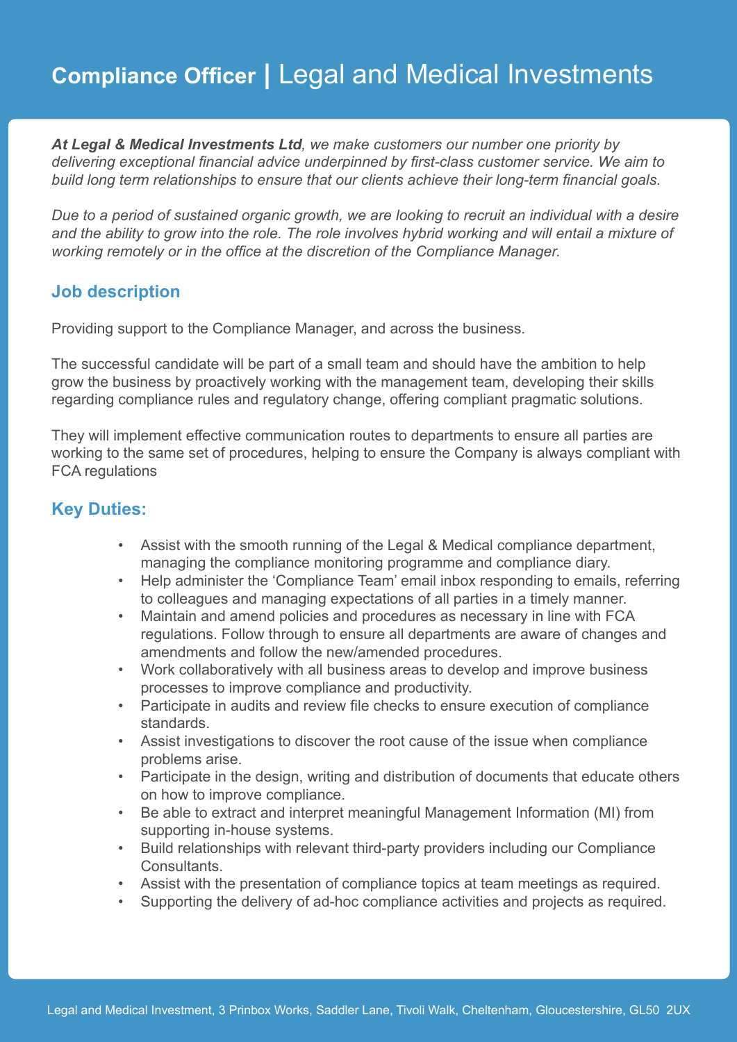# **Compliance Officer** | Legal and Medical Investments

***At Legal & Medical Investments Ltd**, we make customers our number one priority by delivering exceptional financial advice underpinned by first-class customer service. We aim to build long term relationships to ensure that our clients achieve their long-term financial goals.*

*Due to a period of sustained organic growth, we are looking to recruit an individual with a desire and the ability to grow into the role. The role involves hybrid working and will entail a mixture of working remotely or in the office at the discretion of the Compliance Manager.*

## Job description

Providing support to the Compliance Manager, and across the business.

The successful candidate will be part of a small team and should have the ambition to help grow the business by proactively working with the management team, developing their skills regarding compliance rules and regulatory change, offering compliant pragmatic solutions.

They will implement effective communication routes to departments to ensure all parties are working to the same set of procedures, helping to ensure the Company is always compliant with FCA regulations

## Key Duties:

- Assist with the smooth running of the Legal & Medical compliance department, managing the compliance monitoring programme and compliance diary.
- Help administer the 'Compliance Team' email inbox responding to emails, referring to colleagues and managing expectations of all parties in a timely manner.
- Maintain and amend policies and procedures as necessary in line with FCA regulations. Follow through to ensure all departments are aware of changes and amendments and follow the new/amended procedures.
- Work collaboratively with all business areas to develop and improve business processes to improve compliance and productivity.
- Participate in audits and review file checks to ensure execution of compliance standards.
- Assist investigations to discover the root cause of the issue when compliance problems arise.
- Participate in the design, writing and distribution of documents that educate others on how to improve compliance.
- Be able to extract and interpret meaningful Management Information (MI) from supporting in-house systems.
- Build relationships with relevant third-party providers including our Compliance Consultants.
- Assist with the presentation of compliance topics at team meetings as required.
- Supporting the delivery of ad-hoc compliance activities and projects as required.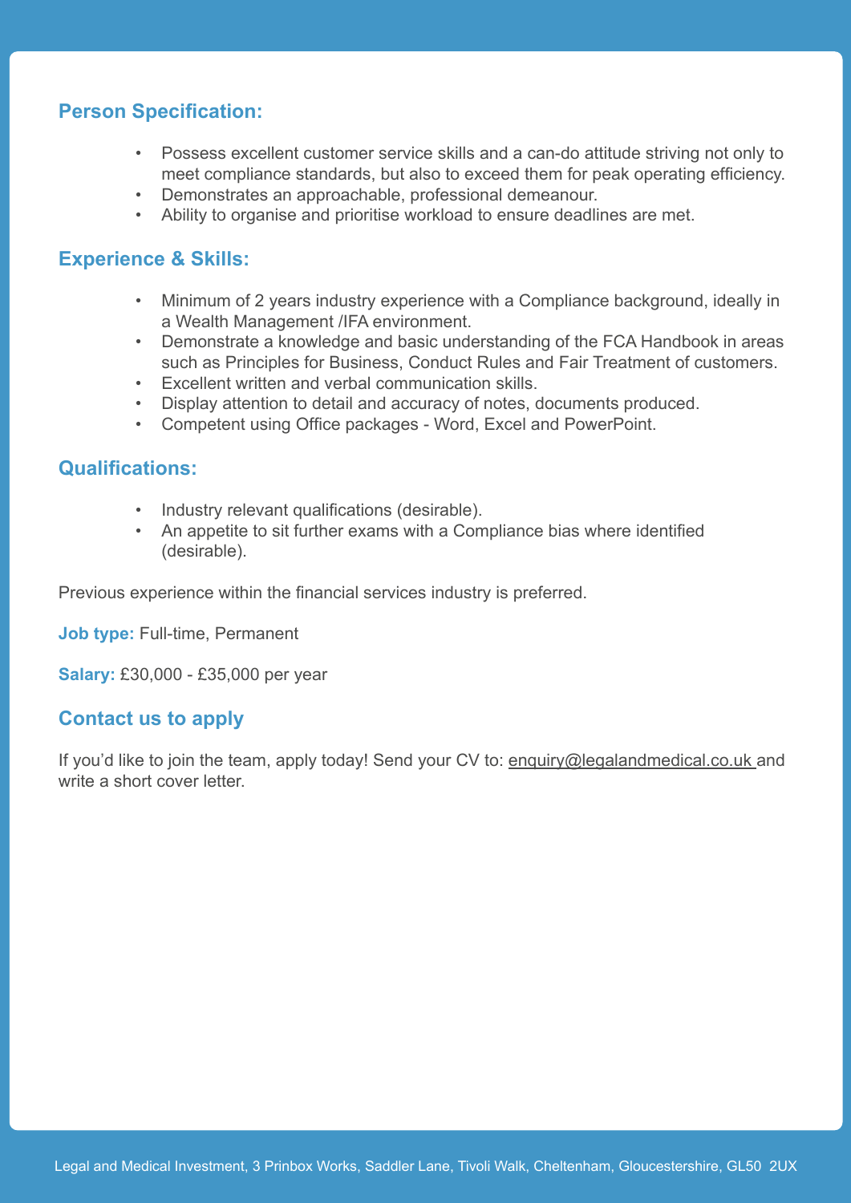## Person Specification:

- Possess excellent customer service skills and a can-do attitude striving not only to meet compliance standards, but also to exceed them for peak operating efficiency.
- Demonstrates an approachable, professional demeanour.
- Ability to organise and prioritise workload to ensure deadlines are met.

## Experience & Skills:

- Minimum of 2 years industry experience with a Compliance background, ideally in a Wealth Management /IFA environment.
- Demonstrate a knowledge and basic understanding of the FCA Handbook in areas such as Principles for Business, Conduct Rules and Fair Treatment of customers.
- Excellent written and verbal communication skills.
- Display attention to detail and accuracy of notes, documents produced.
- Competent using Office packages - Word, Excel and PowerPoint.

## Qualifications:

- Industry relevant qualifications (desirable).
- An appetite to sit further exams with a Compliance bias where identified (desirable).

Previous experience within the financial services industry is preferred.

**Job type:** Full-time, Permanent

**Salary:** £30,000 - £35,000 per year

## Contact us to apply

If you'd like to join the team, apply today! Send your CV to: enquiry@legalandmedical.co.uk and write a short cover letter.

Legal and Medical Investment, 3 Prinbox Works, Saddler Lane, Tivoli Walk, Cheltenham, Gloucestershire, GL50 2UX